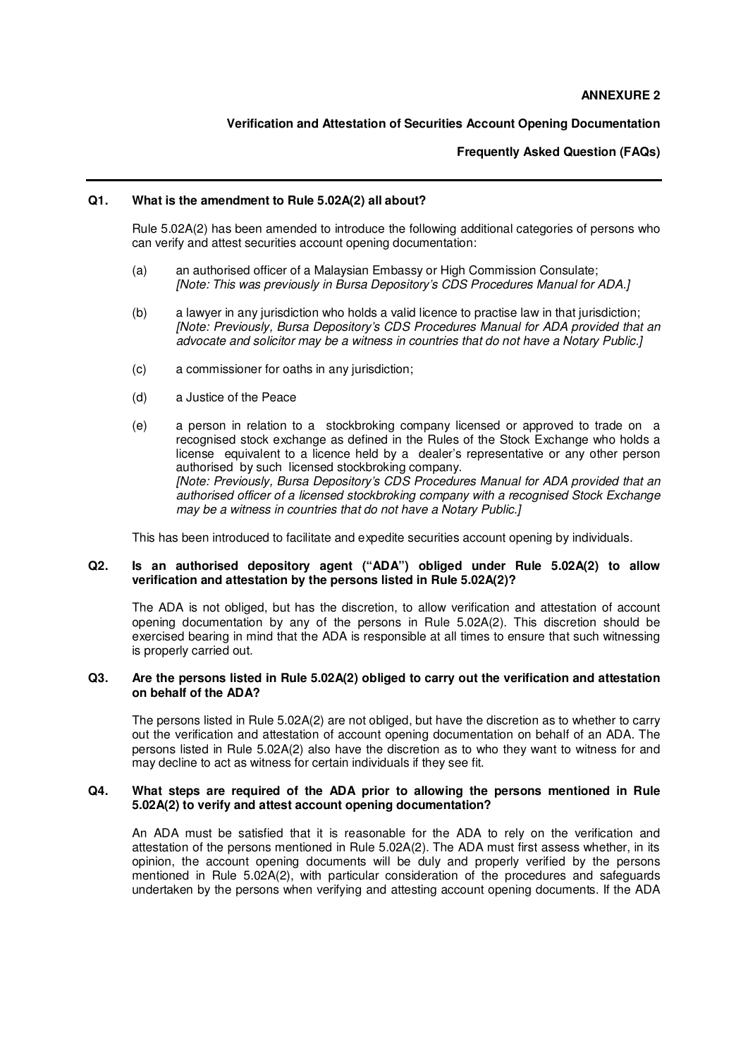**ANNEXURE 2**

**Verification and Attestation of Securities Account Opening Documentation**

**Frequently Asked Question (FAQs)**

---

**Q1. What is the amendment to Rule 5.02A(2) all about?**

Rule 5.02A(2) has been amended to introduce the following additional categories of persons who can verify and attest securities account opening documentation:

(a) an authorised officer of a Malaysian Embassy or High Commission Consulate;
*[Note: This was previously in Bursa Depository's CDS Procedures Manual for ADA.]*

(b) a lawyer in any jurisdiction who holds a valid licence to practise law in that jurisdiction;
*[Note: Previously, Bursa Depository's CDS Procedures Manual for ADA provided that an advocate and solicitor may be a witness in countries that do not have a Notary Public.]*

(c) a commissioner for oaths in any jurisdiction;

(d) a Justice of the Peace

(e) a person in relation to a stockbroking company licensed or approved to trade on a recognised stock exchange as defined in the Rules of the Stock Exchange who holds a license equivalent to a licence held by a dealer's representative or any other person authorised by such licensed stockbroking company.
*[Note: Previously, Bursa Depository's CDS Procedures Manual for ADA provided that an authorised officer of a licensed stockbroking company with a recognised Stock Exchange may be a witness in countries that do not have a Notary Public.]*

This has been introduced to facilitate and expedite securities account opening by individuals.

**Q2. Is an authorised depository agent ("ADA") obliged under Rule 5.02A(2) to allow verification and attestation by the persons listed in Rule 5.02A(2)?**

The ADA is not obliged, but has the discretion, to allow verification and attestation of account opening documentation by any of the persons in Rule 5.02A(2). This discretion should be exercised bearing in mind that the ADA is responsible at all times to ensure that such witnessing is properly carried out.

**Q3. Are the persons listed in Rule 5.02A(2) obliged to carry out the verification and attestation on behalf of the ADA?**

The persons listed in Rule 5.02A(2) are not obliged, but have the discretion as to whether to carry out the verification and attestation of account opening documentation on behalf of an ADA. The persons listed in Rule 5.02A(2) also have the discretion as to who they want to witness for and may decline to act as witness for certain individuals if they see fit.

**Q4. What steps are required of the ADA prior to allowing the persons mentioned in Rule 5.02A(2) to verify and attest account opening documentation?**

An ADA must be satisfied that it is reasonable for the ADA to rely on the verification and attestation of the persons mentioned in Rule 5.02A(2). The ADA must first assess whether, in its opinion, the account opening documents will be duly and properly verified by the persons mentioned in Rule 5.02A(2), with particular consideration of the procedures and safeguards undertaken by the persons when verifying and attesting account opening documents. If the ADA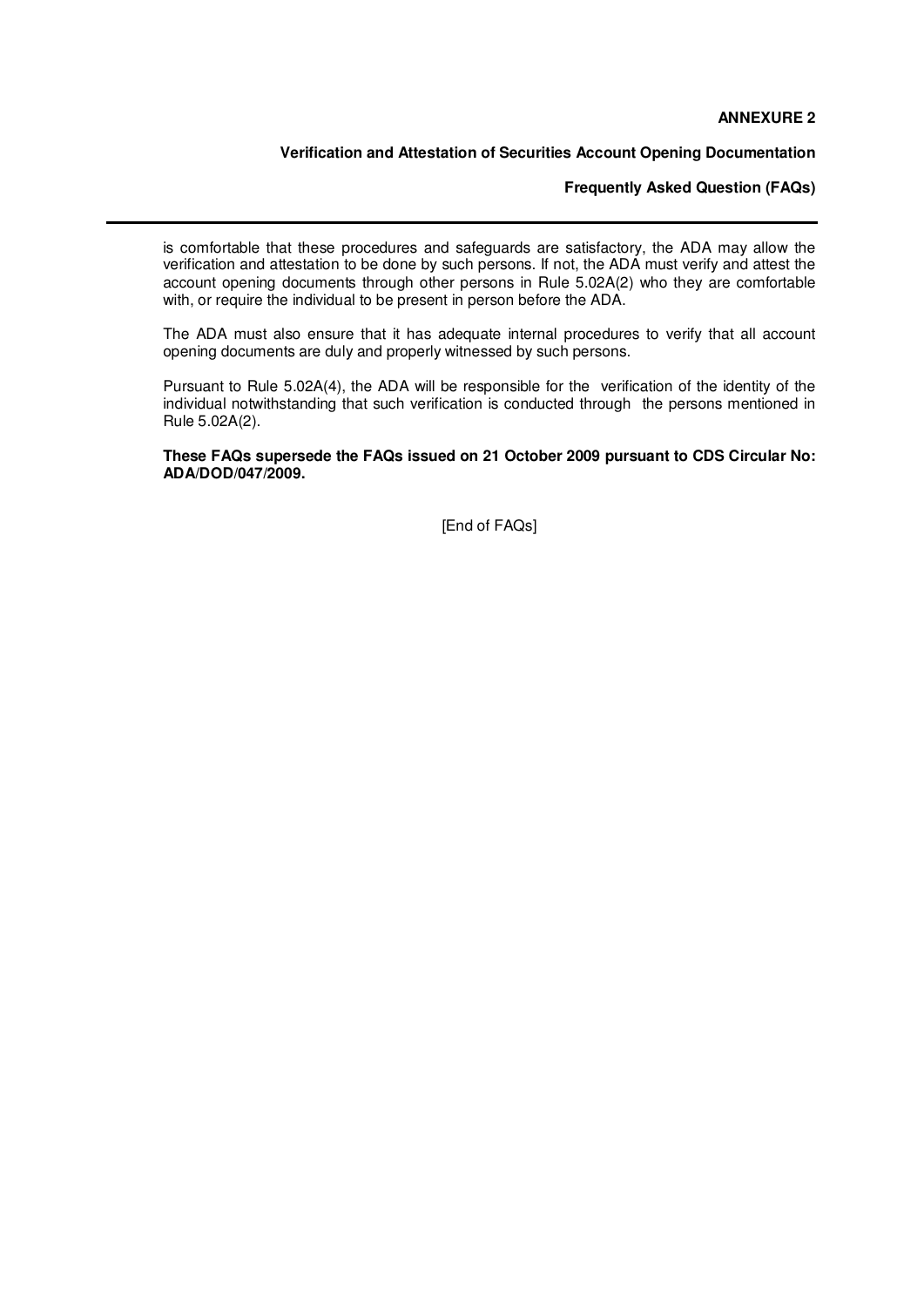is comfortable that these procedures and safeguards are satisfactory, the ADA may allow the verification and attestation to be done by such persons. If not, the ADA must verify and attest the account opening documents through other persons in Rule 5.02A(2) who they are comfortable with, or require the individual to be present in person before the ADA.

The ADA must also ensure that it has adequate internal procedures to verify that all account opening documents are duly and properly witnessed by such persons.

Pursuant to Rule 5.02A(4), the ADA will be responsible for the verification of the identity of the individual notwithstanding that such verification is conducted through the persons mentioned in Rule 5.02A(2).

**These FAQs supersede the FAQs issued on 21 October 2009 pursuant to CDS Circular No: ADA/DOD/047/2009.**

[End of FAQs]